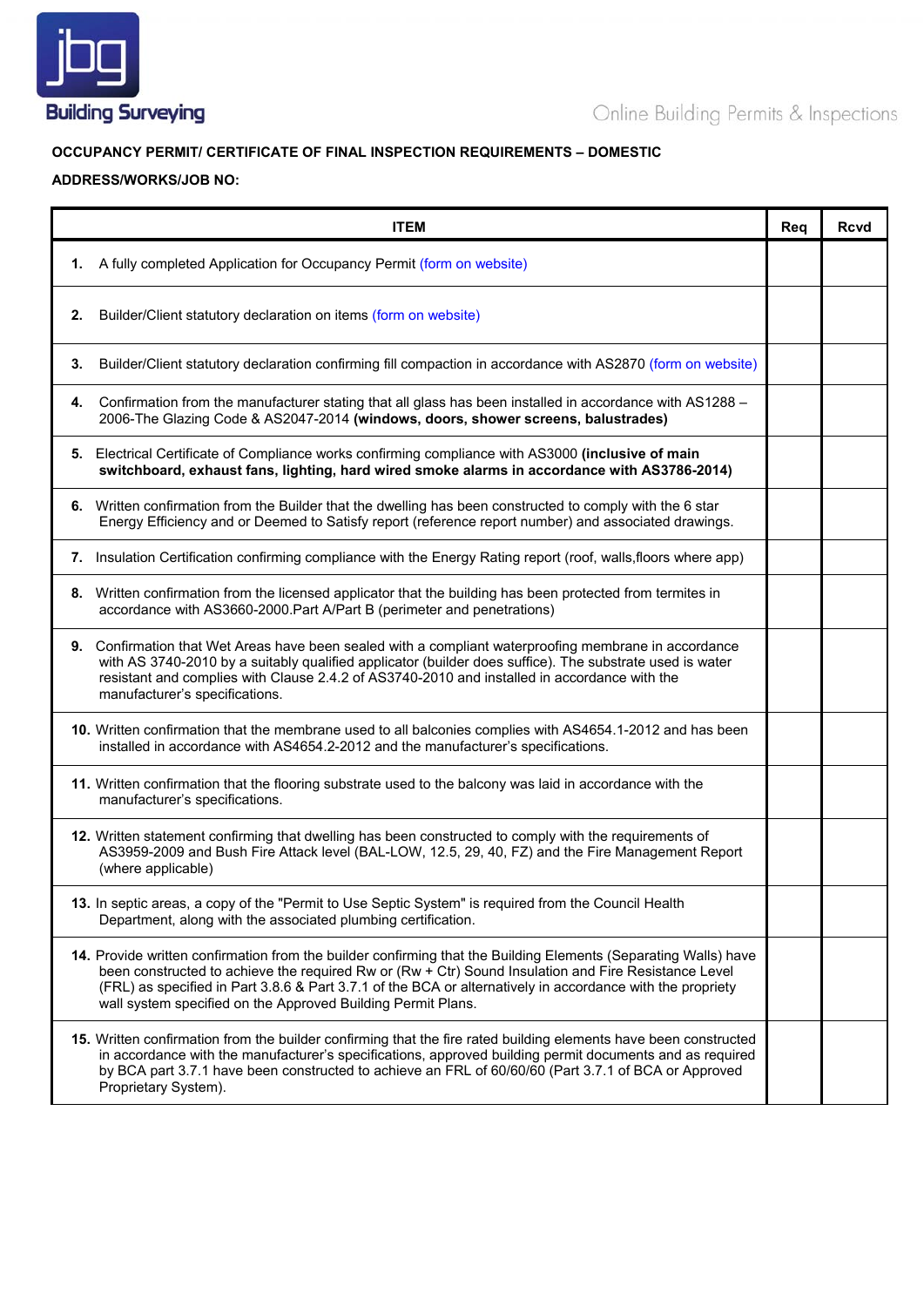jbg Building Surveying

Online Building Permits & Inspections

**OCCUPANCY PERMIT/ CERTIFICATE OF FINAL INSPECTION REQUIREMENTS – DOMESTIC**

**ADDRESS/WORKS/JOB NO:**

| ITEM | Req | Rcvd |
|---|---|---|
| **1.** A fully completed Application for Occupancy Permit (form on website) | | |
| **2.** Builder/Client statutory declaration on items (form on website) | | |
| **3.** Builder/Client statutory declaration confirming fill compaction in accordance with AS2870 (form on website) | | |
| **4.** Confirmation from the manufacturer stating that all glass has been installed in accordance with AS1288 – 2006-The Glazing Code & AS2047-2014 **(windows, doors, shower screens, balustrades)** | | |
| **5.** Electrical Certificate of Compliance works confirming compliance with AS3000 **(inclusive of main switchboard, exhaust fans, lighting, hard wired smoke alarms in accordance with AS3786-2014)** | | |
| **6.** Written confirmation from the Builder that the dwelling has been constructed to comply with the 6 star Energy Efficiency and or Deemed to Satisfy report (reference report number) and associated drawings. | | |
| **7.** Insulation Certification confirming compliance with the Energy Rating report (roof, walls,floors where app) | | |
| **8.** Written confirmation from the licensed applicator that the building has been protected from termites in accordance with AS3660-2000.Part A/Part B (perimeter and penetrations) | | |
| **9.** Confirmation that Wet Areas have been sealed with a compliant waterproofing membrane in accordance with AS 3740-2010 by a suitably qualified applicator (builder does suffice). The substrate used is water resistant and complies with Clause 2.4.2 of AS3740-2010 and installed in accordance with the manufacturer's specifications. | | |
| **10.** Written confirmation that the membrane used to all balconies complies with AS4654.1-2012 and has been installed in accordance with AS4654.2-2012 and the manufacturer's specifications. | | |
| **11.** Written confirmation that the flooring substrate used to the balcony was laid in accordance with the manufacturer's specifications. | | |
| **12.** Written statement confirming that dwelling has been constructed to comply with the requirements of AS3959-2009 and Bush Fire Attack level (BAL-LOW, 12.5, 29, 40, FZ) and the Fire Management Report (where applicable) | | |
| **13.** In septic areas, a copy of the "Permit to Use Septic System" is required from the Council Health Department, along with the associated plumbing certification. | | |
| **14.** Provide written confirmation from the builder confirming that the Building Elements (Separating Walls) have been constructed to achieve the required Rw or (Rw + Ctr) Sound Insulation and Fire Resistance Level (FRL) as specified in Part 3.8.6 & Part 3.7.1 of the BCA or alternatively in accordance with the propriety wall system specified on the Approved Building Permit Plans. | | |
| **15.** Written confirmation from the builder confirming that the fire rated building elements have been constructed in accordance with the manufacturer's specifications, approved building permit documents and as required by BCA part 3.7.1 have been constructed to achieve an FRL of 60/60/60 (Part 3.7.1 of BCA or Approved Proprietary System). | | |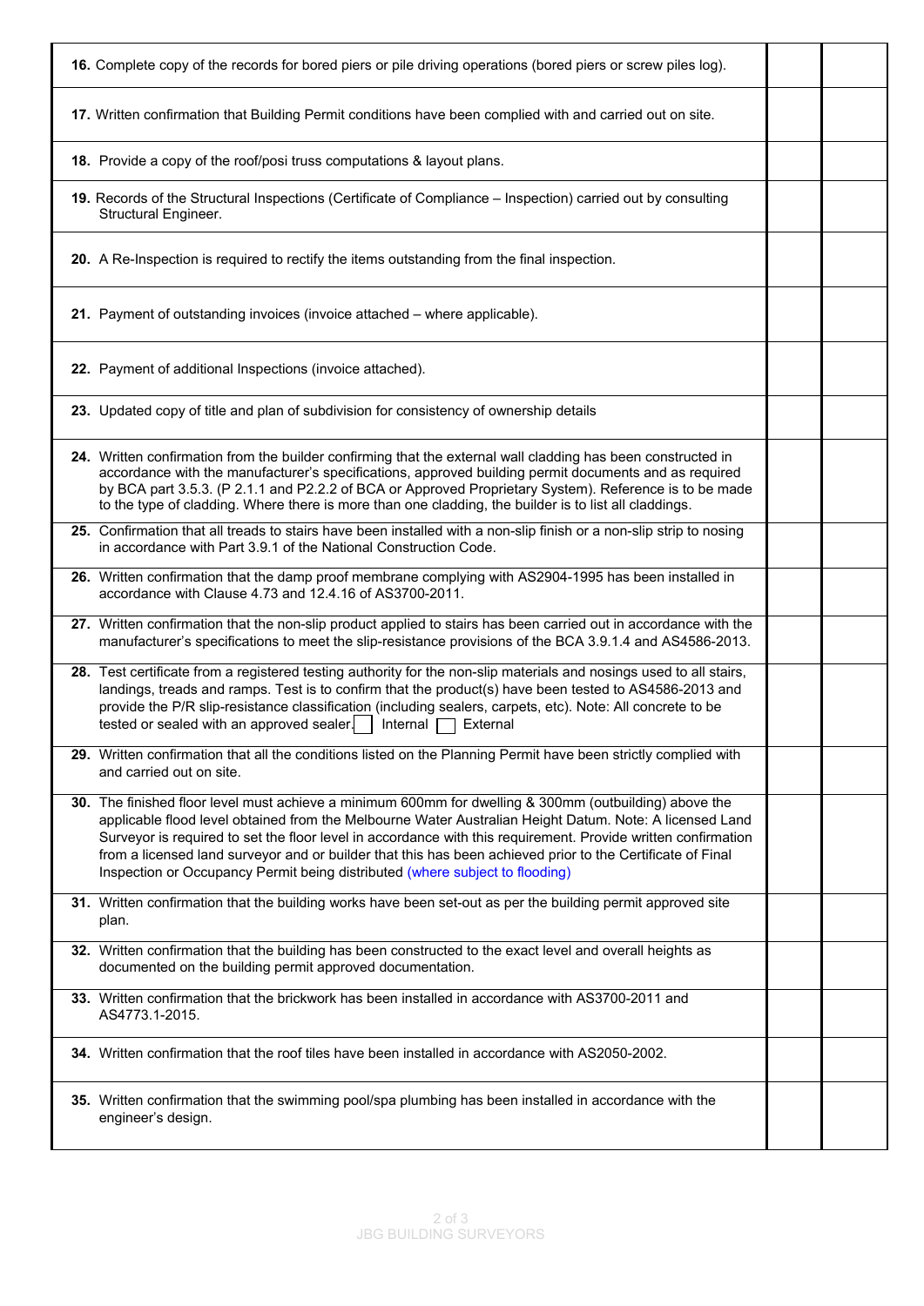| | | |
|---|---|---|
| **16.** Complete copy of the records for bored piers or pile driving operations (bored piers or screw piles log). | | |
| **17.** Written confirmation that Building Permit conditions have been complied with and carried out on site. | | |
| **18.** Provide a copy of the roof/posi truss computations & layout plans. | | |
| **19.** Records of the Structural Inspections (Certificate of Compliance – Inspection) carried out by consulting Structural Engineer. | | |
| **20.** A Re-Inspection is required to rectify the items outstanding from the final inspection. | | |
| **21.** Payment of outstanding invoices (invoice attached – where applicable). | | |
| **22.** Payment of additional Inspections (invoice attached). | | |
| **23.** Updated copy of title and plan of subdivision for consistency of ownership details | | |
| **24.** Written confirmation from the builder confirming that the external wall cladding has been constructed in accordance with the manufacturer's specifications, approved building permit documents and as required by BCA part 3.5.3. (P 2.1.1 and P2.2.2 of BCA or Approved Proprietary System). Reference is to be made to the type of cladding. Where there is more than one cladding, the builder is to list all claddings. | | |
| **25.** Confirmation that all treads to stairs have been installed with a non-slip finish or a non-slip strip to nosing in accordance with Part 3.9.1 of the National Construction Code. | | |
| **26.** Written confirmation that the damp proof membrane complying with AS2904-1995 has been installed in accordance with Clause 4.73 and 12.4.16 of AS3700-2011. | | |
| **27.** Written confirmation that the non-slip product applied to stairs has been carried out in accordance with the manufacturer's specifications to meet the slip-resistance provisions of the BCA 3.9.1.4 and AS4586-2013. | | |
| **28.** Test certificate from a registered testing authority for the non-slip materials and nosings used to all stairs, landings, treads and ramps. Test is to confirm that the product(s) have been tested to AS4586-2013 and provide the P/R slip-resistance classification (including sealers, carpets, etc). Note: All concrete to be tested or sealed with an approved sealer. ☐ Internal ☐ External | | |
| **29.** Written confirmation that all the conditions listed on the Planning Permit have been strictly complied with and carried out on site. | | |
| **30.** The finished floor level must achieve a minimum 600mm for dwelling & 300mm (outbuilding) above the applicable flood level obtained from the Melbourne Water Australian Height Datum. Note: A licensed Land Surveyor is required to set the floor level in accordance with this requirement. Provide written confirmation from a licensed land surveyor and or builder that this has been achieved prior to the Certificate of Final Inspection or Occupancy Permit being distributed (where subject to flooding) | | |
| **31.** Written confirmation that the building works have been set-out as per the building permit approved site plan. | | |
| **32.** Written confirmation that the building has been constructed to the exact level and overall heights as documented on the building permit approved documentation. | | |
| **33.** Written confirmation that the brickwork has been installed in accordance with AS3700-2011 and AS4773.1-2015. | | |
| **34.** Written confirmation that the roof tiles have been installed in accordance with AS2050-2002. | | |
| **35.** Written confirmation that the swimming pool/spa plumbing has been installed in accordance with the engineer's design. | | |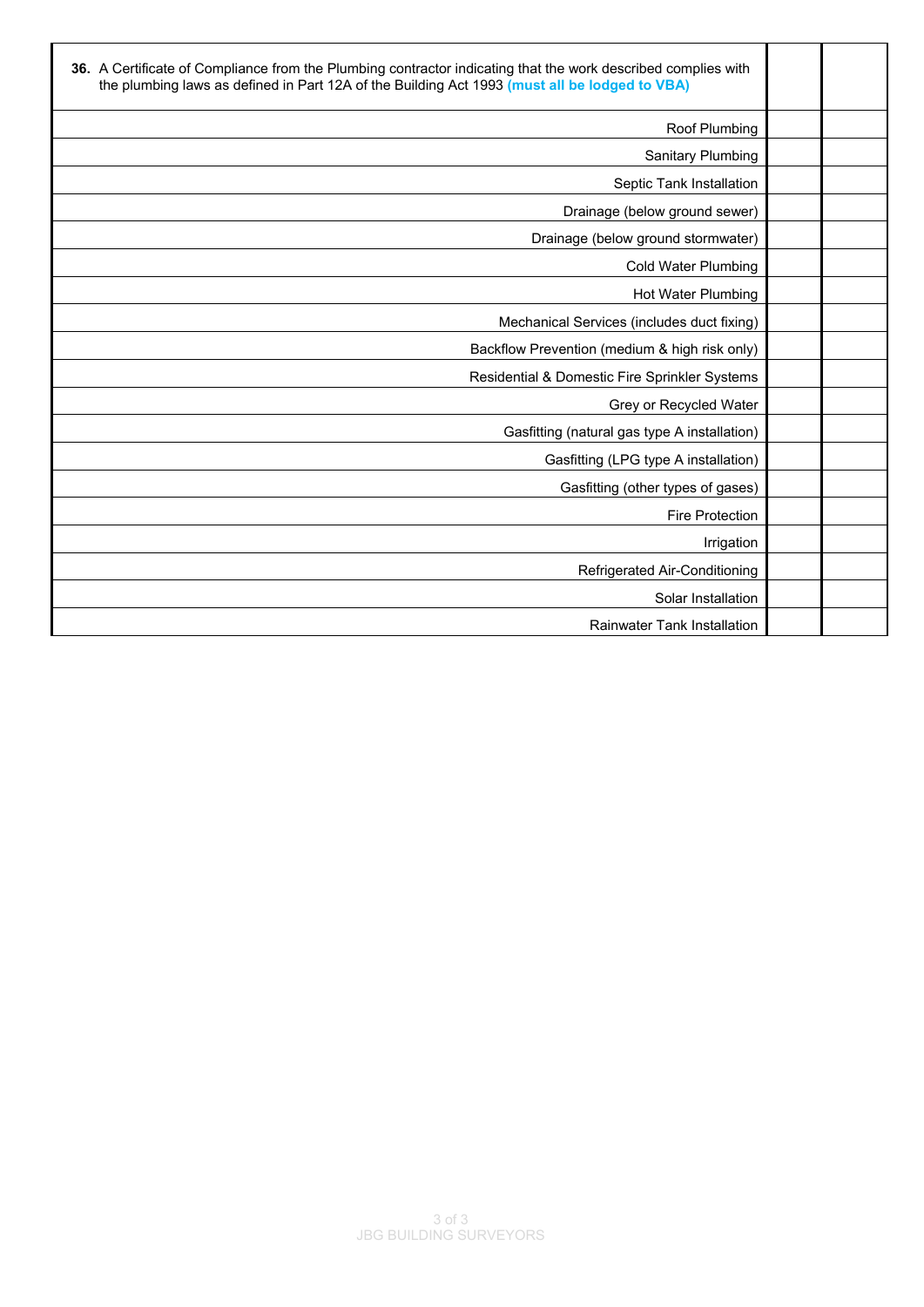| | | |
|---|---|---|
| **36.** A Certificate of Compliance from the Plumbing contractor indicating that the work described complies with the plumbing laws as defined in Part 12A of the Building Act 1993 **(must all be lodged to VBA)** | | |
| Roof Plumbing | | |
| Sanitary Plumbing | | |
| Septic Tank Installation | | |
| Drainage (below ground sewer) | | |
| Drainage (below ground stormwater) | | |
| Cold Water Plumbing | | |
| Hot Water Plumbing | | |
| Mechanical Services (includes duct fixing) | | |
| Backflow Prevention (medium & high risk only) | | |
| Residential & Domestic Fire Sprinkler Systems | | |
| Grey or Recycled Water | | |
| Gasfitting (natural gas type A installation) | | |
| Gasfitting (LPG type A installation) | | |
| Gasfitting (other types of gases) | | |
| Fire Protection | | |
| Irrigation | | |
| Refrigerated Air-Conditioning | | |
| Solar Installation | | |
| Rainwater Tank Installation | | |